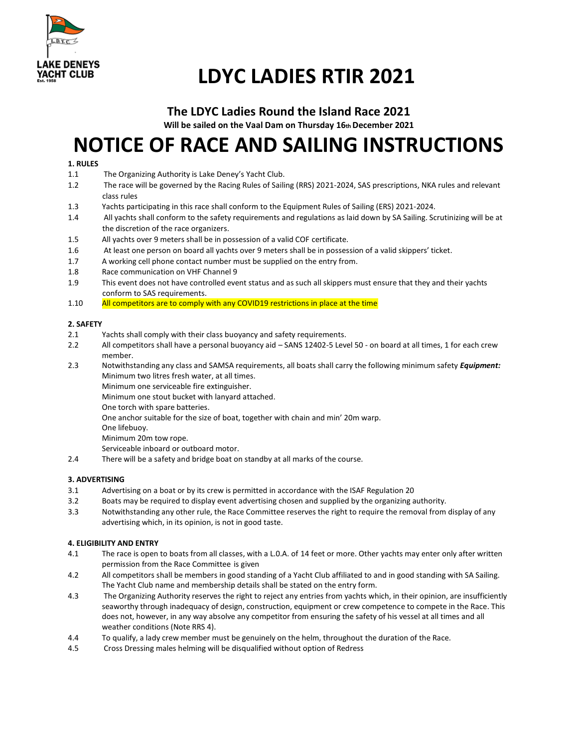LAKE DENEYS YACHT CLUB
Est. 1958

# LDYC LADIES RTIR 2021

## The LDYC Ladies Round the Island Race 2021

**Will be sailed on the Vaal Dam on Thursday 16th December 2021**

# NOTICE OF RACE AND SAILING INSTRUCTIONS

**1. RULES**

1.1 The Organizing Authority is Lake Deney's Yacht Club.

1.2 The race will be governed by the Racing Rules of Sailing (RRS) 2021-2024, SAS prescriptions, NKA rules and relevant class rules

1.3 Yachts participating in this race shall conform to the Equipment Rules of Sailing (ERS) 2021-2024.

1.4 All yachts shall conform to the safety requirements and regulations as laid down by SA Sailing. Scrutinizing will be at the discretion of the race organizers.

1.5 All yachts over 9 meters shall be in possession of a valid COF certificate.

1.6 At least one person on board all yachts over 9 meters shall be in possession of a valid skippers' ticket.

1.7 A working cell phone contact number must be supplied on the entry from.

1.8 Race communication on VHF Channel 9

1.9 This event does not have controlled event status and as such all skippers must ensure that they and their yachts conform to SAS requirements.

1.10 All competitors are to comply with any COVID19 restrictions in place at the time

**2. SAFETY**

2.1 Yachts shall comply with their class buoyancy and safety requirements.

2.2 All competitors shall have a personal buoyancy aid – SANS 12402-5 Level 50 - on board at all times, 1 for each crew member.

2.3 Notwithstanding any class and SAMSA requirements, all boats shall carry the following minimum safety ***Equipment:***
Minimum two litres fresh water, at all times.
Minimum one serviceable fire extinguisher.
Minimum one stout bucket with lanyard attached.
One torch with spare batteries.
One anchor suitable for the size of boat, together with chain and min' 20m warp.
One lifebuoy.
Minimum 20m tow rope.
Serviceable inboard or outboard motor.

2.4 There will be a safety and bridge boat on standby at all marks of the course.

**3. ADVERTISING**

3.1 Advertising on a boat or by its crew is permitted in accordance with the ISAF Regulation 20

3.2 Boats may be required to display event advertising chosen and supplied by the organizing authority.

3.3 Notwithstanding any other rule, the Race Committee reserves the right to require the removal from display of any advertising which, in its opinion, is not in good taste.

**4. ELIGIBILITY AND ENTRY**

4.1 The race is open to boats from all classes, with a L.O.A. of 14 feet or more. Other yachts may enter only after written permission from the Race Committee is given

4.2 All competitors shall be members in good standing of a Yacht Club affiliated to and in good standing with SA Sailing. The Yacht Club name and membership details shall be stated on the entry form.

4.3 The Organizing Authority reserves the right to reject any entries from yachts which, in their opinion, are insufficiently seaworthy through inadequacy of design, construction, equipment or crew competence to compete in the Race. This does not, however, in any way absolve any competitor from ensuring the safety of his vessel at all times and all weather conditions (Note RRS 4).

4.4 To qualify, a lady crew member must be genuinely on the helm, throughout the duration of the Race.

4.5 Cross Dressing males helming will be disqualified without option of Redress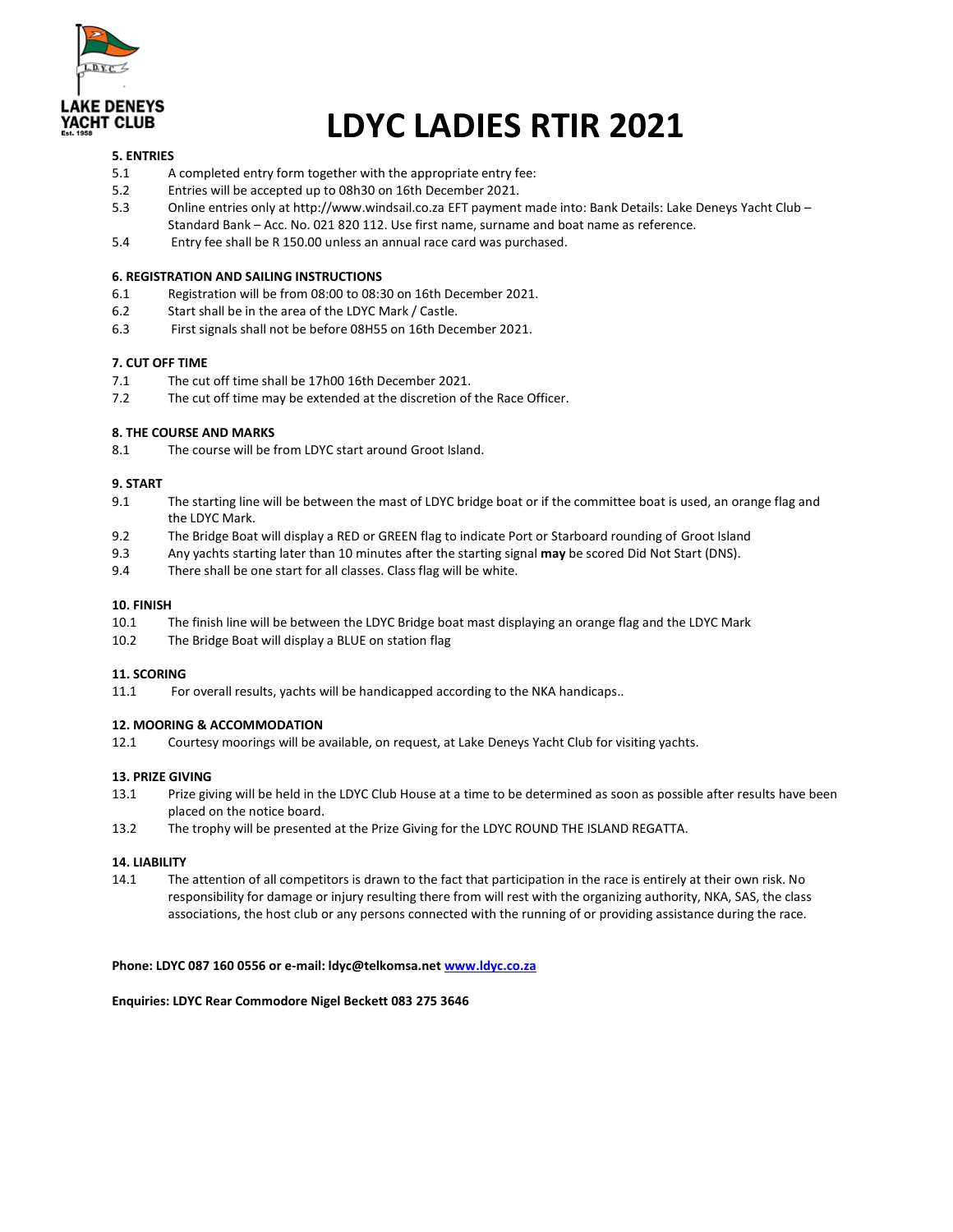# LDYC LADIES RTIR 2021

LAKE DENEYS YACHT CLUB
Est. 1958

**5. ENTRIES**

5.1 A completed entry form together with the appropriate entry fee:
5.2 Entries will be accepted up to 08h30 on 16th December 2021.
5.3 Online entries only at http://www.windsail.co.za EFT payment made into: Bank Details: Lake Deneys Yacht Club – Standard Bank – Acc. No. 021 820 112. Use first name, surname and boat name as reference.
5.4 Entry fee shall be R 150.00 unless an annual race card was purchased.

**6. REGISTRATION AND SAILING INSTRUCTIONS**

6.1 Registration will be from 08:00 to 08:30 on 16th December 2021.
6.2 Start shall be in the area of the LDYC Mark / Castle.
6.3 First signals shall not be before 08H55 on 16th December 2021.

**7. CUT OFF TIME**

7.1 The cut off time shall be 17h00 16th December 2021.
7.2 The cut off time may be extended at the discretion of the Race Officer.

**8. THE COURSE AND MARKS**

8.1 The course will be from LDYC start around Groot Island.

**9. START**

9.1 The starting line will be between the mast of LDYC bridge boat or if the committee boat is used, an orange flag and the LDYC Mark.
9.2 The Bridge Boat will display a RED or GREEN flag to indicate Port or Starboard rounding of Groot Island
9.3 Any yachts starting later than 10 minutes after the starting signal **may** be scored Did Not Start (DNS).
9.4 There shall be one start for all classes. Class flag will be white.

**10. FINISH**

10.1 The finish line will be between the LDYC Bridge boat mast displaying an orange flag and the LDYC Mark
10.2 The Bridge Boat will display a BLUE on station flag

**11. SCORING**

11.1 For overall results, yachts will be handicapped according to the NKA handicaps..

**12. MOORING & ACCOMMODATION**

12.1 Courtesy moorings will be available, on request, at Lake Deneys Yacht Club for visiting yachts.

**13. PRIZE GIVING**

13.1 Prize giving will be held in the LDYC Club House at a time to be determined as soon as possible after results have been placed on the notice board.
13.2 The trophy will be presented at the Prize Giving for the LDYC ROUND THE ISLAND REGATTA.

**14. LIABILITY**

14.1 The attention of all competitors is drawn to the fact that participation in the race is entirely at their own risk. No responsibility for damage or injury resulting there from will rest with the organizing authority, NKA, SAS, the class associations, the host club or any persons connected with the running of or providing assistance during the race.

**Phone: LDYC 087 160 0556 or e-mail: ldyc@telkomsa.net [www.ldyc.co.za](http://www.ldyc.co.za)**

**Enquiries: LDYC Rear Commodore Nigel Beckett 083 275 3646**